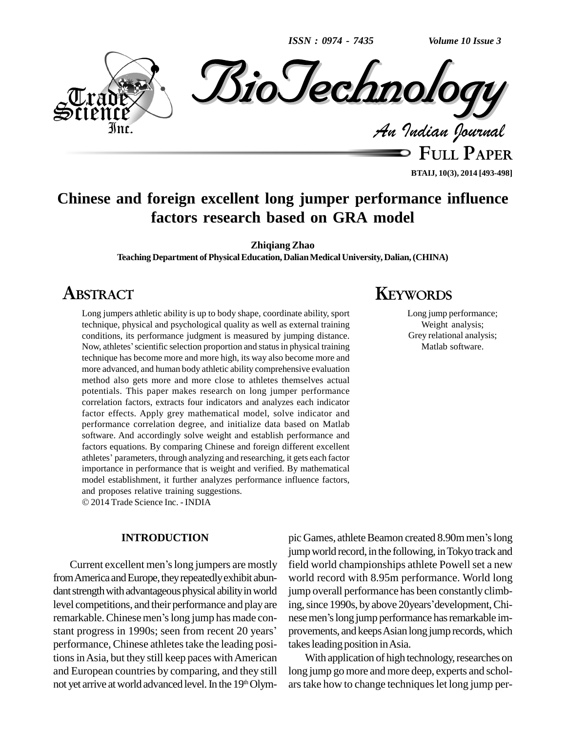# Chinese and foreign excellent long jumper performance influence factors research based on GRA model

**Zhiqiang Zhao**

**Teaching Department of Physical Education, Dalian Medical University, Dalian, (CHINA)**

## ABSTRACT

Long jumpers athletic ability is up to body shape, coordinate ability, sport technique, physical and psychological quality as well as external training conditions, its performance judgment is measured by jumping distance. Now, athletes' scientific selection proportion and status in physical training technique has become more and more high, its way also become more and more advanced, and human body athletic ability comprehensive evaluation method also gets more and more close to athletes themselves actual potentials. This paper makes research on long jumper performance correlation factors, extracts four indicators and analyzes each indicator factor effects. Apply grey mathematical model, solve indicator and performance correlation degree, and initialize data based on Matlab software. And accordingly solve weight and establish performance and factors equations. By comparing Chinese and foreign different excellent athletes' parameters, through analyzing and researching, it gets each factor importance in performance that is weight and verified. By mathematical model establishment, it further analyzes performance influence factors, and proposes relative training suggestions.

© 2014 Trade Science Inc. - INDIA

## KEYWORDS

Long jump performance;
Weight analysis;
Grey relational analysis;
Matlab software.

## INTRODUCTION

Current excellent men's long jumpers are mostly from America and Europe, they repeatedly exhibit abundant strength with advantageous physical ability in world level competitions, and their performance and play are remarkable. Chinese men's long jump has made constant progress in 1990s; seen from recent 20 years' performance, Chinese athletes take the leading positions in Asia, but they still keep paces with American and European countries by comparing, and they still not yet arrive at world advanced level. In the 19th Olympic Games, athlete Beamon created 8.90m men's long jump world record, in the following, in Tokyo track and field world championships athlete Powell set a new world record with 8.95m performance. World long jump overall performance has been constantly climbing, since 1990s, by above 20years' development, Chinese men's long jump performance has remarkable improvements, and keeps Asian long jump records, which takes leading position in Asia.

With application of high technology, researches on long jump go more and more deep, experts and scholars take how to change techniques let long jump per-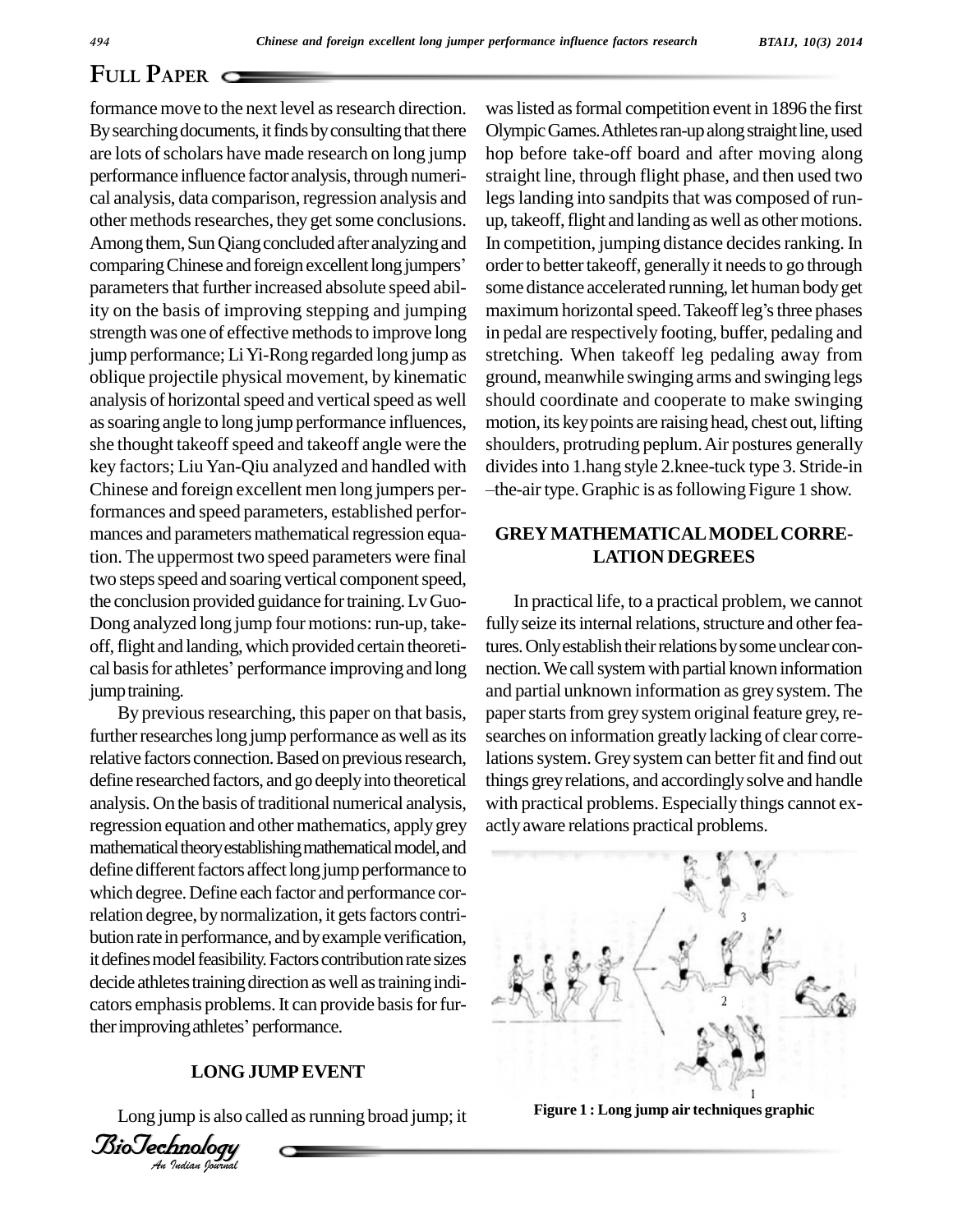formance move to the next level as research direction. By searching documents, it finds by consulting that there are lots of scholars have made research on long jump performance influence factor analysis, through numerical analysis, data comparison, regression analysis and other methods researches, they get some conclusions. Among them, Sun Qiang concluded after analyzing and comparing Chinese and foreign excellent long jumpers' parameters that further increased absolute speed ability on the basis of improving stepping and jumping strength was one of effective methods to improve long jump performance; Li Yi-Rong regarded long jump as oblique projectile physical movement, by kinematic analysis of horizontal speed and vertical speed as well as soaring angle to long jump performance influences, she thought takeoff speed and takeoff angle were the key factors; Liu Yan-Qiu analyzed and handled with Chinese and foreign excellent men long jumpers performances and speed parameters, established performances and parameters mathematical regression equation. The uppermost two speed parameters were final two steps speed and soaring vertical component speed, the conclusion provided guidance for training. Lv Guo-Dong analyzed long jump four motions: run-up, takeoff, flight and landing, which provided certain theoretical basis for athletes' performance improving and long jump training.

By previous researching, this paper on that basis, further researches long jump performance as well as its relative factors connection. Based on previous research, define researched factors, and go deeply into theoretical analysis. On the basis of traditional numerical analysis, regression equation and other mathematics, apply grey mathematical theory establishing mathematical model, and define different factors affect long jump performance to which degree. Define each factor and performance correlation degree, by normalization, it gets factors contribution rate in performance, and by example verification, it defines model feasibility. Factors contribution rate sizes decide athletes training direction as well as training indicators emphasis problems. It can provide basis for further improving athletes' performance.

## LONG JUMP EVENT

Long jump is also called as running broad jump; it was listed as formal competition event in 1896 the first Olympic Games. Athletes ran-up along straight line, used hop before take-off board and after moving along straight line, through flight phase, and then used two legs landing into sandpits that was composed of run-up, takeoff, flight and landing as well as other motions. In competition, jumping distance decides ranking. In order to better takeoff, generally it needs to go through some distance accelerated running, let human body get maximum horizontal speed. Takeoff leg's three phases in pedal are respectively footing, buffer, pedaling and stretching. When takeoff leg pedaling away from ground, meanwhile swinging arms and swinging legs should coordinate and cooperate to make swinging motion, its key points are raising head, chest out, lifting shoulders, protruding peplum. Air postures generally divides into 1.hang style 2.knee-tuck type 3. Stride-in –the-air type. Graphic is as following Figure 1 show.

## GREY MATHEMATICAL MODEL CORRELATION DEGREES

In practical life, to a practical problem, we cannot fully seize its internal relations, structure and other features. Only establish their relations by some unclear connection. We call system with partial known information and partial unknown information as grey system. The paper starts from grey system original feature grey, researches on information greatly lacking of clear correlations system. Grey system can better fit and find out things grey relations, and accordingly solve and handle with practical problems. Especially things cannot exactly aware relations practical problems.

**Figure 1 : Long jump air techniques graphic**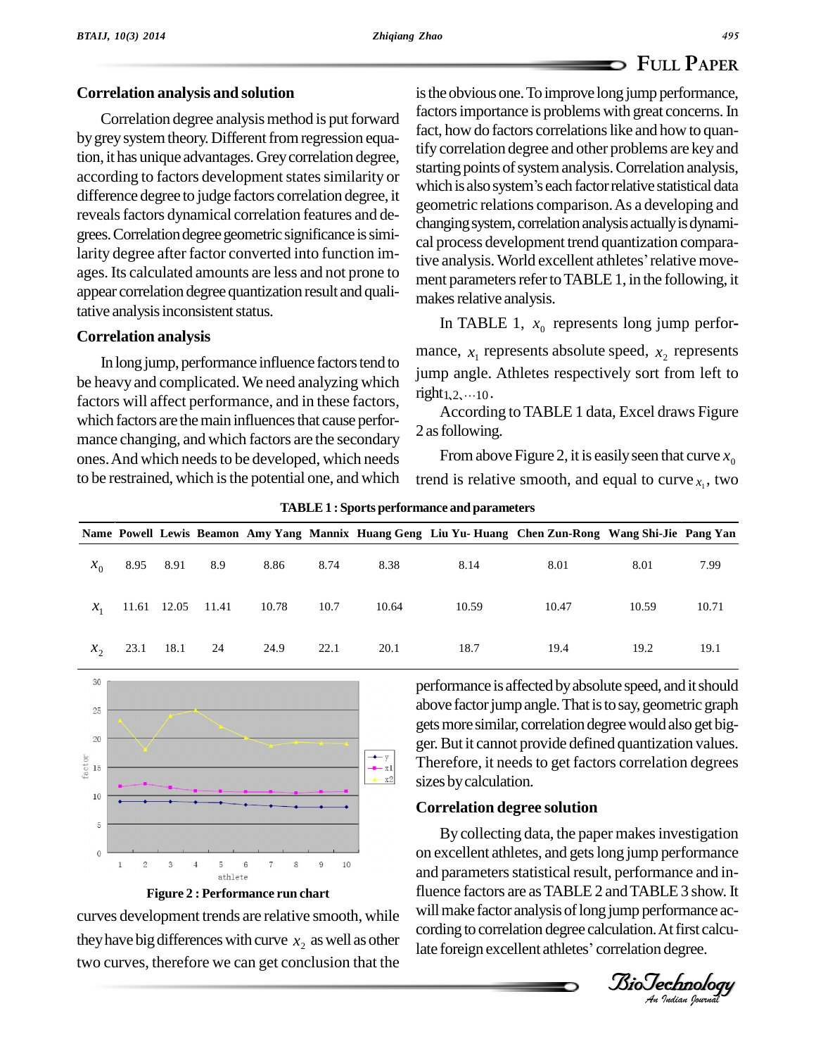## Correlation analysis and solution

Correlation degree analysis method is put forward by grey system theory. Different from regression equation, it has unique advantages. Grey correlation degree, according to factors development states similarity or difference degree to judge factors correlation degree, it reveals factors dynamical correlation features and degrees. Correlation degree geometric significance is similarity degree after factor converted into function images. Its calculated amounts are less and not prone to appear correlation degree quantization result and qualitative analysis inconsistent status.

### Correlation analysis

In long jump, performance influence factors tend to be heavy and complicated. We need analyzing which factors will affect performance, and in these factors, which factors are the main influences that cause performance changing, and which factors are the secondary ones. And which needs to be developed, which needs to be restrained, which is the potential one, and which is the obvious one. To improve long jump performance, factors importance is problems with great concerns. In fact, how do factors correlations like and how to quantify correlation degree and other problems are key and starting points of system analysis. Correlation analysis, which is also system's each factor relative statistical data geometric relations comparison. As a developing and changing system, correlation analysis actually is dynamical process development trend quantization comparative analysis. World excellent athletes' relative movement parameters refer to TABLE 1, in the following, it makes relative analysis.

In TABLE 1, $x_0$ represents long jump performance, $x_1$ represents absolute speed, $x_2$ represents jump angle. Athletes respectively sort from left to right $1、2、\cdots10$.

According to TABLE 1 data, Excel draws Figure 2 as following.

From above Figure 2, it is easily seen that curve $x_0$ trend is relative smooth, and equal to curve $x_1$, two curves development trends are relative smooth, while they have big differences with curve $x_2$ as well as other two curves, therefore we can get conclusion that the performance is affected by absolute speed, and it should above factor jump angle. That is to say, geometric graph gets more similar, correlation degree would also get bigger. But it cannot provide defined quantization values. Therefore, it needs to get factors correlation degrees sizes by calculation.

**TABLE 1 : Sports performance and parameters**

| Name | Powell | Lewis | Beamon | Amy Yang | Mannix | Huang Geng | Liu Yu- Huang | Chen Zun-Rong | Wang Shi-Jie | Pang Yan |
|---|---|---|---|---|---|---|---|---|---|---|
| $x_0$ | 8.95 | 8.91 | 8.9 | 8.86 | 8.74 | 8.38 | 8.14 | 8.01 | 8.01 | 7.99 |
| $x_1$ | 11.61 | 12.05 | 11.41 | 10.78 | 10.7 | 10.64 | 10.59 | 10.47 | 10.59 | 10.71 |
| $x_2$ | 23.1 | 18.1 | 24 | 24.9 | 22.1 | 20.1 | 18.7 | 19.4 | 19.2 | 19.1 |

**Figure 2 : Performance run chart**

### Correlation degree solution

By collecting data, the paper makes investigation on excellent athletes, and gets long jump performance and parameters statistical result, performance and influence factors are as TABLE 2 and TABLE 3 show. It will make factor analysis of long jump performance according to correlation degree calculation. At first calculate foreign excellent athletes' correlation degree.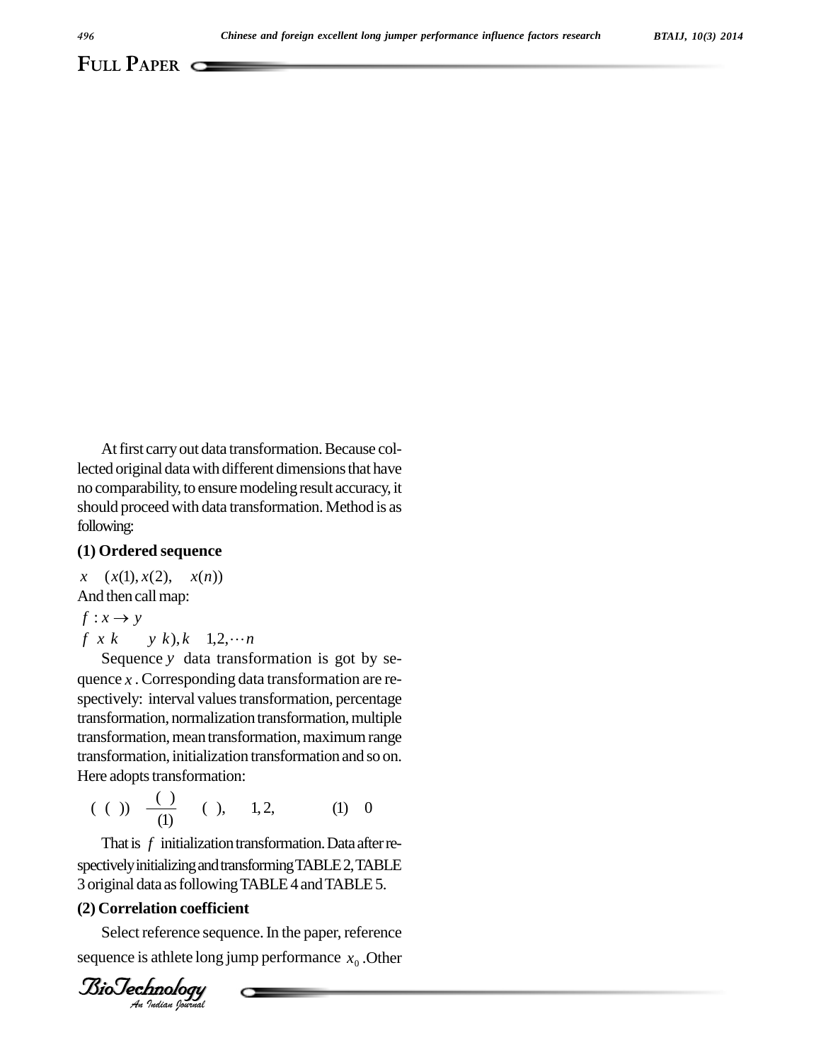At first carry out data transformation. Because collected original data with different dimensions that have no comparability, to ensure modeling result accuracy, it should proceed with data transformation. Method is as following:

**(1) Ordered sequence**

$x \quad (x(1), x(2), \quad x(n))$

And then call map:

$f : x \rightarrow y$

$f \;\; x \; k \qquad y \; k), k \quad 1,2, \cdots n$

Sequence $y$ data transformation is got by sequence $x$. Corresponding data transformation are respectively: interval values transformation, percentage transformation, normalization transformation, multiple transformation, mean transformation, maximum range transformation, initialization transformation and so on. Here adopts transformation:

$$( \; ( \; )) \quad \frac{( \; )}{(1)} \quad ( \; ), \qquad 1, 2, \qquad\qquad (1) \quad 0$$

That is $f$ initialization transformation. Data after respectively initializing and transforming TABLE 2, TABLE 3 original data as following TABLE 4 and TABLE 5.

**(2) Correlation coefficient**

Select reference sequence. In the paper, reference sequence is athlete long jump performance $x_0$. Other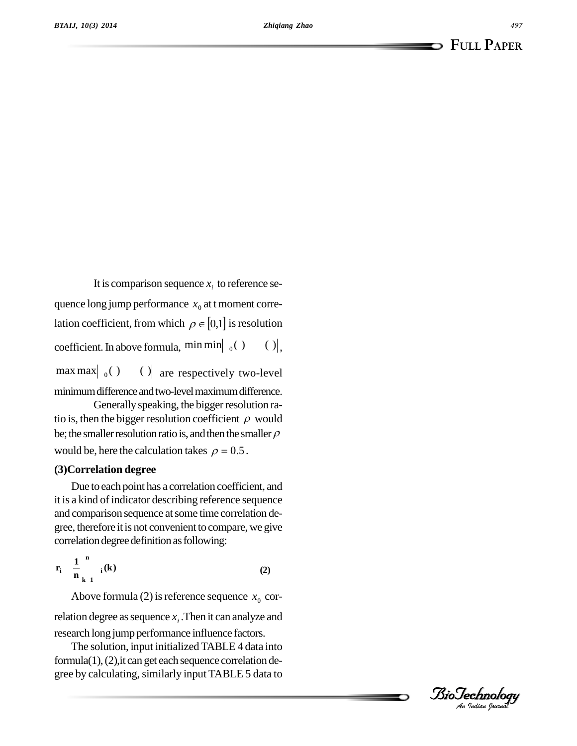It is comparison sequence $x_i$ to reference sequence long jump performance $x_0$ at t moment correlation coefficient, from which $\rho \in [0,1]$ is resolution coefficient. In above formula, $\min\min|{}_0(\ ) \quad (\ )|$, $\max\max|{}_0(\ ) \quad (\ )|$ are respectively two-level minimum difference and two-level maximum difference.

Generally speaking, the bigger resolution ratio is, then the bigger resolution coefficient $\rho$ would be; the smaller resolution ratio is, and then the smaller $\rho$ would be, here the calculation takes $\rho = 0.5$.

**(3)Correlation degree**

Due to each point has a correlation coefficient, and it is a kind of indicator describing reference sequence and comparison sequence at some time correlation degree, therefore it is not convenient to compare, we give correlation degree definition as following:

$$\mathbf{r_i} \quad \frac{\mathbf{1}}{\mathbf{n}} \sum_{\mathbf{k}\ \mathbf{1}}^{\mathbf{n}} {}_{\mathbf{i}}(\mathbf{k}) \qquad \mathbf{(2)}$$

Above formula (2) is reference sequence $x_0$ correlation degree as sequence $x_i$. Then it can analyze and research long jump performance influence factors.

The solution, input initialized TABLE 4 data into formula(1), (2),it can get each sequence correlation degree by calculating, similarly input TABLE 5 data to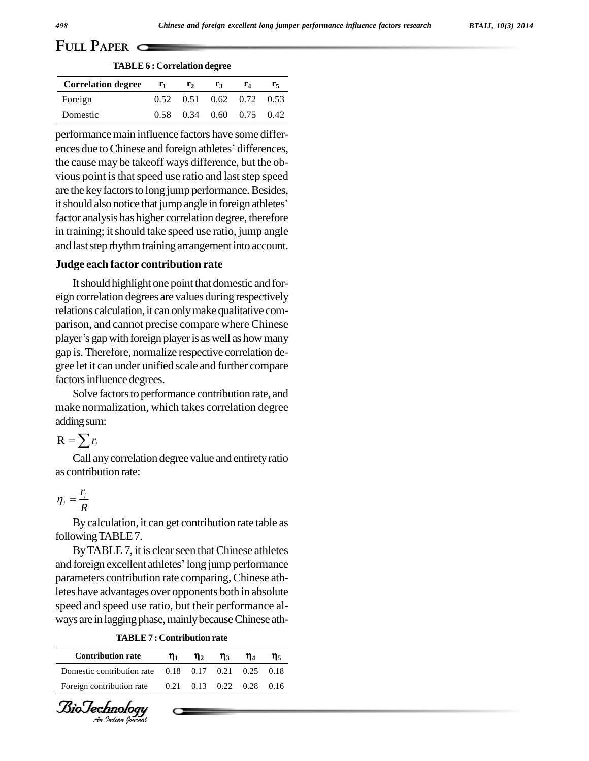TABLE 6 : Correlation degree

| Correlation degree | $r_1$ | $r_2$ | $r_3$ | $r_4$ | $r_5$ |
|---|---|---|---|---|---|
| Foreign | 0.52 | 0.51 | 0.62 | 0.72 | 0.53 |
| Domestic | 0.58 | 0.34 | 0.60 | 0.75 | 0.42 |

performance main influence factors have some differences due to Chinese and foreign athletes' differences, the cause may be takeoff ways difference, but the obvious point is that speed use ratio and last step speed are the key factors to long jump performance. Besides, it should also notice that jump angle in foreign athletes' factor analysis has higher correlation degree, therefore in training; it should take speed use ratio, jump angle and last step rhythm training arrangement into account.

### Judge each factor contribution rate

It should highlight one point that domestic and foreign correlation degrees are values during respectively relations calculation, it can only make qualitative comparison, and cannot precise compare where Chinese player's gap with foreign player is as well as how many gap is. Therefore, normalize respective correlation degree let it can under unified scale and further compare factors influence degrees.

Solve factors to performance contribution rate, and make normalization, which takes correlation degree adding sum:

$$R = \sum r_i$$

Call any correlation degree value and entirety ratio as contribution rate:

$$\eta_i = \frac{r_i}{R}$$

By calculation, it can get contribution rate table as following TABLE 7.

By TABLE 7, it is clear seen that Chinese athletes and foreign excellent athletes' long jump performance parameters contribution rate comparing, Chinese athletes have advantages over opponents both in absolute speed and speed use ratio, but their performance always are in lagging phase, mainly because Chinese ath-

TABLE 7 : Contribution rate

| Contribution rate | $\eta_1$ | $\eta_2$ | $\eta_3$ | $\eta_4$ | $\eta_5$ |
|---|---|---|---|---|---|
| Domestic contribution rate | 0.18 | 0.17 | 0.21 | 0.25 | 0.18 |
| Foreign contribution rate | 0.21 | 0.13 | 0.22 | 0.28 | 0.16 |